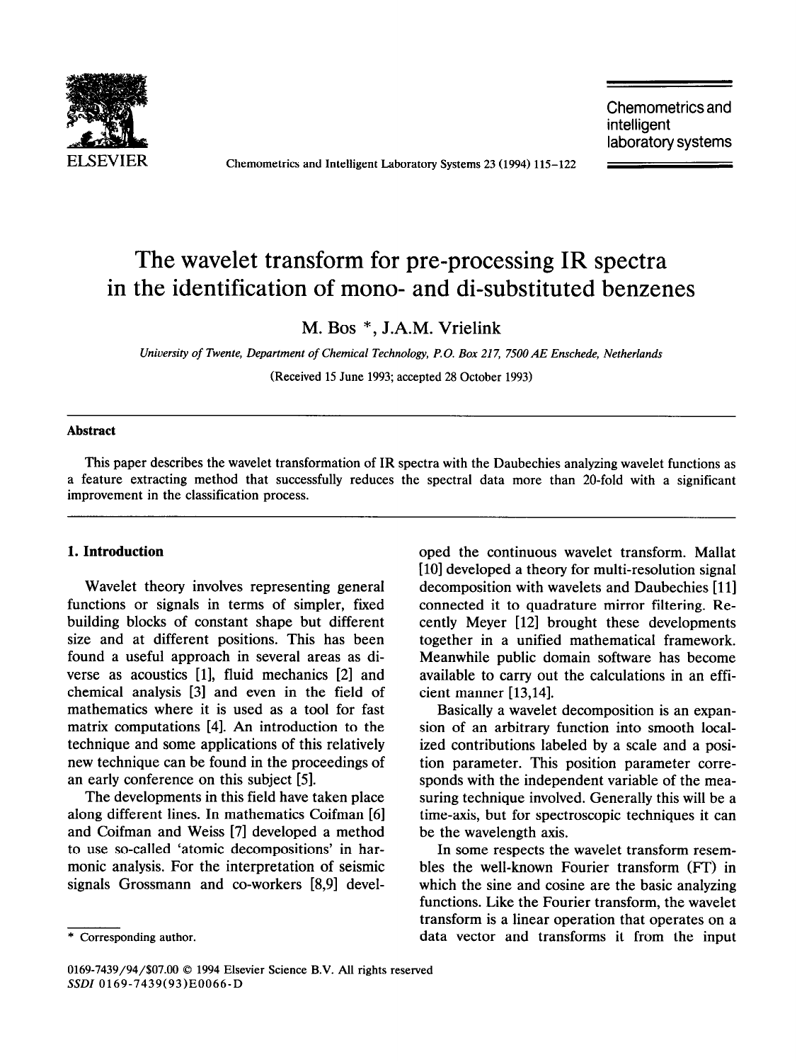# The wavelet transform for pre-processing IR spectra in the identification of mono- and di-substituted benzenes

M. Bos *, J.A.M. Vrielink

*University of Twente, Department of Chemical Technology, P.O. Box 217, 7500 AE Enschede, Netherlands*

(Received 15 June 1993; accepted 28 October 1993)

## Abstract

This paper describes the wavelet transformation of IR spectra with the Daubechies analyzing wavelet functions as a feature extracting method that successfully reduces the spectral data more than 20-fold with a significant improvement in the classification process.

## 1. Introduction

Wavelet theory involves representing general functions or signals in terms of simpler, fixed building blocks of constant shape but different size and at different positions. This has been found a useful approach in several areas as diverse as acoustics [1], fluid mechanics [2] and chemical analysis [3] and even in the field of mathematics where it is used as a tool for fast matrix computations [4]. An introduction to the technique and some applications of this relatively new technique can be found in the proceedings of an early conference on this subject [5].

The developments in this field have taken place along different lines. In mathematics Coifman [6] and Coifman and Weiss [7] developed a method to use so-called 'atomic decompositions' in harmonic analysis. For the interpretation of seismic signals Grossmann and co-workers [8,9] developed the continuous wavelet transform. Mallat [10] developed a theory for multi-resolution signal decomposition with wavelets and Daubechies [11] connected it to quadrature mirror filtering. Recently Meyer [12] brought these developments together in a unified mathematical framework. Meanwhile public domain software has become available to carry out the calculations in an efficient manner [13,14].

Basically a wavelet decomposition is an expansion of an arbitrary function into smooth localized contributions labeled by a scale and a position parameter. This position parameter corresponds with the independent variable of the measuring technique involved. Generally this will be a time-axis, but for spectroscopic techniques it can be the wavelength axis.

In some respects the wavelet transform resembles the well-known Fourier transform (FT) in which the sine and cosine are the basic analyzing functions. Like the Fourier transform, the wavelet transform is a linear operation that operates on a data vector and transforms it from the input

\* Corresponding author.

0169-7439/94/$07.00 © 1994 Elsevier Science B.V. All rights reserved
*SSDI* 0169-7439(93)E0066-D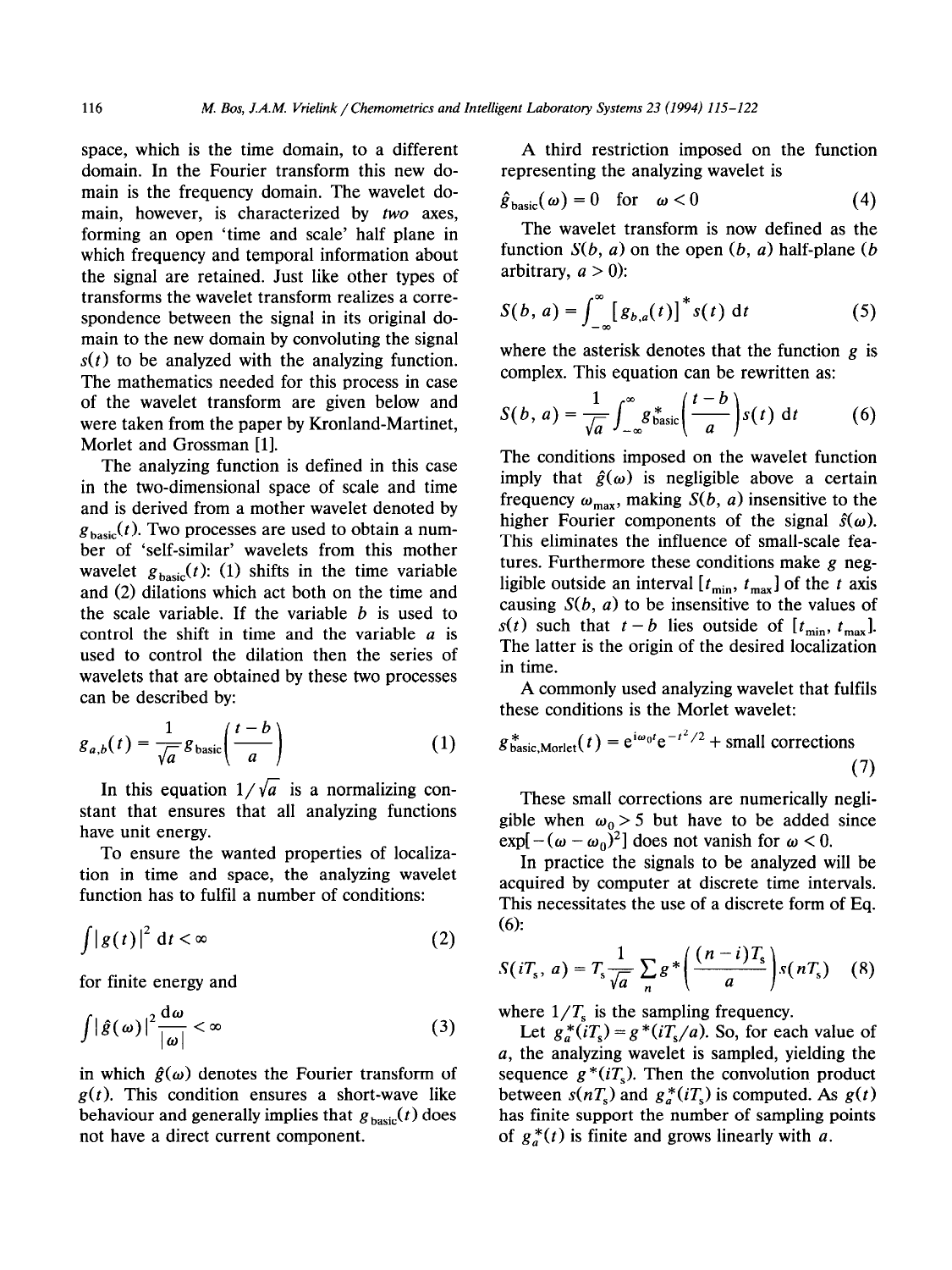space, which is the time domain, to a different domain. In the Fourier transform this new domain is the frequency domain. The wavelet domain, however, is characterized by *two* axes, forming an open 'time and scale' half plane in which frequency and temporal information about the signal are retained. Just like other types of transforms the wavelet transform realizes a correspondence between the signal in its original domain to the new domain by convoluting the signal $s(t)$ to be analyzed with the analyzing function. The mathematics needed for this process in case of the wavelet transform are given below and were taken from the paper by Kronland-Martinet, Morlet and Grossman [1].

The analyzing function is defined in this case in the two-dimensional space of scale and time and is derived from a mother wavelet denoted by $g_{\text{basic}}(t)$. Two processes are used to obtain a number of 'self-similar' wavelets from this mother wavelet $g_{\text{basic}}(t)$: (1) shifts in the time variable and (2) dilations which act both on the time and the scale variable. If the variable $b$ is used to control the shift in time and the variable $a$ is used to control the dilation then the series of wavelets that are obtained by these two processes can be described by:

$$g_{a,b}(t) = \frac{1}{\sqrt{a}} g_{\text{basic}}\left(\frac{t-b}{a}\right) \tag{1}$$

In this equation $1/\sqrt{a}$ is a normalizing constant that ensures that all analyzing functions have unit energy.

To ensure the wanted properties of localization in time and space, the analyzing wavelet function has to fulfil a number of conditions:

$$\int |g(t)|^2 \, dt < \infty \tag{2}$$

for finite energy and

$$\int |\hat{g}(\omega)|^2 \frac{d\omega}{|\omega|} < \infty \tag{3}$$

in which $\hat{g}(\omega)$ denotes the Fourier transform of $g(t)$. This condition ensures a short-wave like behaviour and generally implies that $g_{\text{basic}}(t)$ does not have a direct current component.

A third restriction imposed on the function representing the analyzing wavelet is

$$\hat{g}_{\text{basic}}(\omega) = 0 \quad \text{for} \quad \omega < 0 \tag{4}$$

The wavelet transform is now defined as the function $S(b, a)$ on the open $(b, a)$ half-plane ($b$ arbitrary, $a > 0$):

$$S(b, a) = \int_{-\infty}^{\infty} [g_{b,a}(t)]^* s(t) \, dt \tag{5}$$

where the asterisk denotes that the function $g$ is complex. This equation can be rewritten as:

$$S(b, a) = \frac{1}{\sqrt{a}} \int_{-\infty}^{\infty} g^*_{\text{basic}}\left(\frac{t-b}{a}\right) s(t) \, dt \tag{6}$$

The conditions imposed on the wavelet function imply that $\hat{g}(\omega)$ is negligible above a certain frequency $\omega_{\max}$, making $S(b, a)$ insensitive to the higher Fourier components of the signal $\hat{s}(\omega)$. This eliminates the influence of small-scale features. Furthermore these conditions make $g$ negligible outside an interval $[t_{\min}, t_{\max}]$ of the $t$ axis causing $S(b, a)$ to be insensitive to the values of $s(t)$ such that $t - b$ lies outside of $[t_{\min}, t_{\max}]$. The latter is the origin of the desired localization in time.

A commonly used analyzing wavelet that fulfils these conditions is the Morlet wavelet:

$$g^*_{\text{basic,Morlet}}(t) = e^{i\omega_0 t} e^{-t^2/2} + \text{small corrections} \tag{7}$$

These small corrections are numerically negligible when $\omega_0 > 5$ but have to be added since $\exp[-(\omega - \omega_0)^2]$ does not vanish for $\omega < 0$.

In practice the signals to be analyzed will be acquired by computer at discrete time intervals. This necessitates the use of a discrete form of Eq. (6):

$$S(iT_s, a) = T_s \frac{1}{\sqrt{a}} \sum_n g^*\left(\frac{(n-i)T_s}{a}\right) s(nT_s) \tag{8}$$

where $1/T_s$ is the sampling frequency.

Let $g_a^*(iT_s) = g^*(iT_s/a)$. So, for each value of $a$, the analyzing wavelet is sampled, yielding the sequence $g^*(iT_s)$. Then the convolution product between $s(nT_s)$ and $g_a^*(iT_s)$ is computed. As $g(t)$ has finite support the number of sampling points of $g_a^*(t)$ is finite and grows linearly with $a$.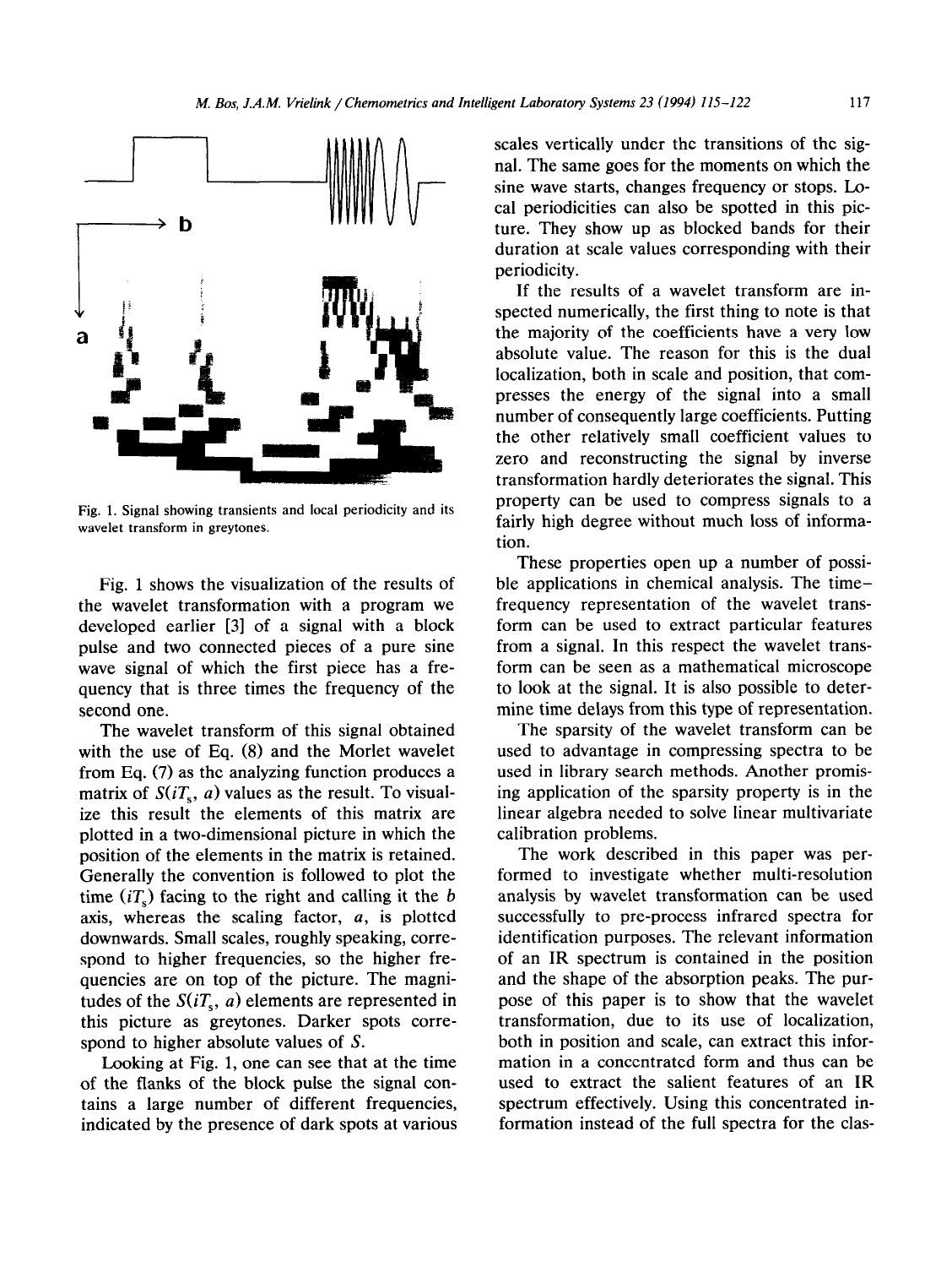Fig. 1. Signal showing transients and local periodicity and its wavelet transform in greytones.

Fig. 1 shows the visualization of the results of the wavelet transformation with a program we developed earlier [3] of a signal with a block pulse and two connected pieces of a pure sine wave signal of which the first piece has a frequency that is three times the frequency of the second one.

The wavelet transform of this signal obtained with the use of Eq. (8) and the Morlet wavelet from Eq. (7) as the analyzing function produces a matrix of $S(iT_s, a)$ values as the result. To visualize this result the elements of this matrix are plotted in a two-dimensional picture in which the position of the elements in the matrix is retained. Generally the convention is followed to plot the time ($iT_s$) facing to the right and calling it the $b$ axis, whereas the scaling factor, $a$, is plotted downwards. Small scales, roughly speaking, correspond to higher frequencies, so the higher frequencies are on top of the picture. The magnitudes of the $S(iT_s, a)$ elements are represented in this picture as greytones. Darker spots correspond to higher absolute values of $S$.

Looking at Fig. 1, one can see that at the time of the flanks of the block pulse the signal contains a large number of different frequencies, indicated by the presence of dark spots at various scales vertically under the transitions of the signal. The same goes for the moments on which the sine wave starts, changes frequency or stops. Local periodicities can also be spotted in this picture. They show up as blocked bands for their duration at scale values corresponding with their periodicity.

If the results of a wavelet transform are inspected numerically, the first thing to note is that the majority of the coefficients have a very low absolute value. The reason for this is the dual localization, both in scale and position, that compresses the energy of the signal into a small number of consequently large coefficients. Putting the other relatively small coefficient values to zero and reconstructing the signal by inverse transformation hardly deteriorates the signal. This property can be used to compress signals to a fairly high degree without much loss of information.

These properties open up a number of possible applications in chemical analysis. The time–frequency representation of the wavelet transform can be used to extract particular features from a signal. In this respect the wavelet transform can be seen as a mathematical microscope to look at the signal. It is also possible to determine time delays from this type of representation.

The sparsity of the wavelet transform can be used to advantage in compressing spectra to be used in library search methods. Another promising application of the sparsity property is in the linear algebra needed to solve linear multivariate calibration problems.

The work described in this paper was performed to investigate whether multi-resolution analysis by wavelet transformation can be used successfully to pre-process infrared spectra for identification purposes. The relevant information of an IR spectrum is contained in the position and the shape of the absorption peaks. The purpose of this paper is to show that the wavelet transformation, due to its use of localization, both in position and scale, can extract this information in a concentrated form and thus can be used to extract the salient features of an IR spectrum effectively. Using this concentrated information instead of the full spectra for the clas-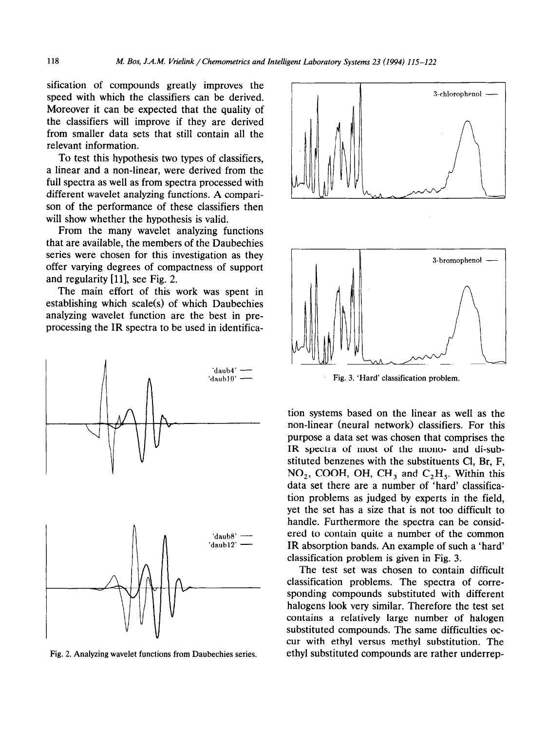sification of compounds greatly improves the speed with which the classifiers can be derived. Moreover it can be expected that the quality of the classifiers will improve if they are derived from smaller data sets that still contain all the relevant information.

To test this hypothesis two types of classifiers, a linear and a non-linear, were derived from the full spectra as well as from spectra processed with different wavelet analyzing functions. A comparison of the performance of these classifiers then will show whether the hypothesis is valid.

From the many wavelet analyzing functions that are available, the members of the Daubechies series were chosen for this investigation as they offer varying degrees of compactness of support and regularity [11], see Fig. 2.

The main effort of this work was spent in establishing which scale(s) of which Daubechies analyzing wavelet function are the best in preprocessing the IR spectra to be used in identification systems based on the linear as well as the non-linear (neural network) classifiers. For this purpose a data set was chosen that comprises the IR spectra of most of the mono- and di-substituted benzenes with the substituents Cl, Br, F, $NO_2$, COOH, OH, $CH_3$ and $C_2H_5$. Within this data set there are a number of 'hard' classification problems as judged by experts in the field, yet the set has a size that is not too difficult to handle. Furthermore the spectra can be considered to contain quite a number of the common IR absorption bands. An example of such a 'hard' classification problem is given in Fig. 3.

The test set was chosen to contain difficult classification problems. The spectra of corresponding compounds substituted with different halogens look very similar. Therefore the test set contains a relatively large number of halogen substituted compounds. The same difficulties occur with ethyl versus methyl substitution. The ethyl substituted compounds are rather underrep-

Fig. 2. Analyzing wavelet functions from Daubechies series.

Fig. 3. 'Hard' classification problem.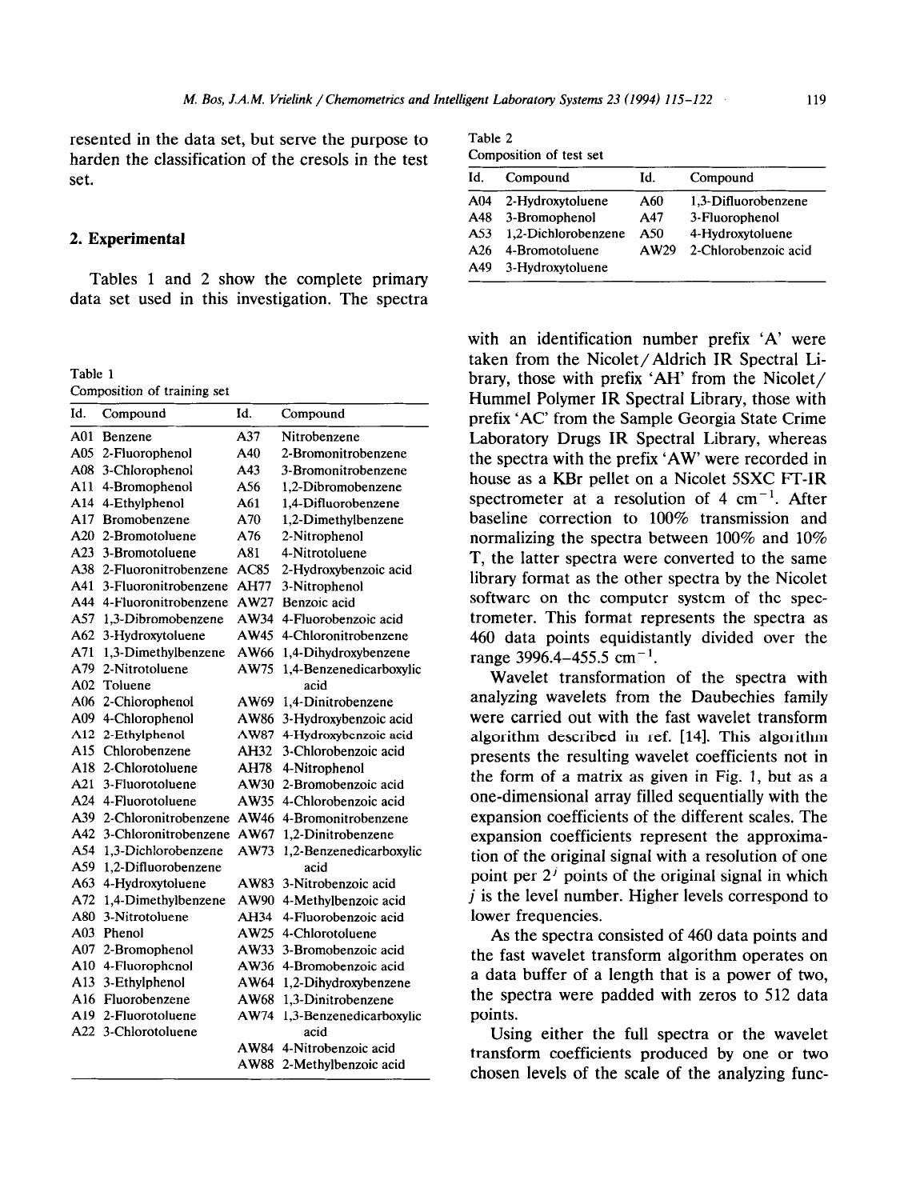resented in the data set, but serve the purpose to harden the classification of the cresols in the test set.

## 2. Experimental

Tables 1 and 2 show the complete primary data set used in this investigation. The spectra with an identification number prefix 'A' were taken from the Nicolet/Aldrich IR Spectral Library, those with prefix 'AH' from the Nicolet/Hummel Polymer IR Spectral Library, those with prefix 'AC' from the Sample Georgia State Crime Laboratory Drugs IR Spectral Library, whereas the spectra with the prefix 'AW' were recorded in house as a KBr pellet on a Nicolet 5SXC FT-IR spectrometer at a resolution of 4 $cm^{-1}$. After baseline correction to 100% transmission and normalizing the spectra between 100% and 10% T, the latter spectra were converted to the same library format as the other spectra by the Nicolet software on the computer system of the spectrometer. This format represents the spectra as 460 data points equidistantly divided over the range 3996.4–455.5 $cm^{-1}$.

Table 1
Composition of training set

| Id. | Compound | Id. | Compound |
|---|---|---|---|
| A01 | Benzene | A37 | Nitrobenzene |
| A05 | 2-Fluorophenol | A40 | 2-Bromonitrobenzene |
| A08 | 3-Chlorophenol | A43 | 3-Bromonitrobenzene |
| A11 | 4-Bromophenol | A56 | 1,2-Dibromobenzene |
| A14 | 4-Ethylphenol | A61 | 1,4-Difluorobenzene |
| A17 | Bromobenzene | A70 | 1,2-Dimethylbenzene |
| A20 | 2-Bromotoluene | A76 | 2-Nitrophenol |
| A23 | 3-Bromotoluene | A81 | 4-Nitrotoluene |
| A38 | 2-Fluoronitrobenzene | AC85 | 2-Hydroxybenzoic acid |
| A41 | 3-Fluoronitrobenzene | AH77 | 3-Nitrophenol |
| A44 | 4-Fluoronitrobenzene | AW27 | Benzoic acid |
| A57 | 1,3-Dibromobenzene | AW34 | 4-Fluorobenzoic acid |
| A62 | 3-Hydroxytoluene | AW45 | 4-Chloronitrobenzene |
| A71 | 1,3-Dimethylbenzene | AW66 | 1,4-Dihydroxybenzene |
| A79 | 2-Nitrotoluene | AW75 | 1,4-Benzenedicarboxylic acid |
| A02 | Toluene | | |
| A06 | 2-Chlorophenol | AW69 | 1,4-Dinitrobenzene |
| A09 | 4-Chlorophenol | AW86 | 3-Hydroxybenzoic acid |
| A12 | 2-Ethylphenol | AW87 | 4-Hydroxybenzoic acid |
| A15 | Chlorobenzene | AH32 | 3-Chlorobenzoic acid |
| A18 | 2-Chlorotoluene | AH78 | 4-Nitrophenol |
| A21 | 3-Fluorotoluene | AW30 | 2-Bromobenzoic acid |
| A24 | 4-Fluorotoluene | AW35 | 4-Chlorobenzoic acid |
| A39 | 2-Chloronitrobenzene | AW46 | 4-Bromonitrobenzene |
| A42 | 3-Chloronitrobenzene | AW67 | 1,2-Dinitrobenzene |
| A54 | 1,3-Dichlorobenzene | AW73 | 1,2-Benzenedicarboxylic acid |
| A59 | 1,2-Difluorobenzene | | |
| A63 | 4-Hydroxytoluene | AW83 | 3-Nitrobenzoic acid |
| A72 | 1,4-Dimethylbenzene | AW90 | 4-Methylbenzoic acid |
| A80 | 3-Nitrotoluene | AH34 | 4-Fluorobenzoic acid |
| A03 | Phenol | AW25 | 4-Chlorotoluene |
| A07 | 2-Bromophenol | AW33 | 3-Bromobenzoic acid |
| A10 | 4-Fluorophenol | AW36 | 4-Bromobenzoic acid |
| A13 | 3-Ethylphenol | AW64 | 1,2-Dihydroxybenzene |
| A16 | Fluorobenzene | AW68 | 1,3-Dinitrobenzene |
| A19 | 2-Fluorotoluene | AW74 | 1,3-Benzenedicarboxylic acid |
| A22 | 3-Chlorotoluene | | |
| | | AW84 | 4-Nitrobenzoic acid |
| | | AW88 | 2-Methylbenzoic acid |

Table 2
Composition of test set

| Id. | Compound | Id. | Compound |
|---|---|---|---|
| A04 | 2-Hydroxytoluene | A60 | 1,3-Difluorobenzene |
| A48 | 3-Bromophenol | A47 | 3-Fluorophenol |
| A53 | 1,2-Dichlorobenzene | A50 | 4-Hydroxytoluene |
| A26 | 4-Bromotoluene | AW29 | 2-Chlorobenzoic acid |
| A49 | 3-Hydroxytoluene | | |

Wavelet transformation of the spectra with analyzing wavelets from the Daubechies family were carried out with the fast wavelet transform algorithm described in ref. [14]. This algorithm presents the resulting wavelet coefficients not in the form of a matrix as given in Fig. 1, but as a one-dimensional array filled sequentially with the expansion coefficients of the different scales. The expansion coefficients represent the approximation of the original signal with a resolution of one point per $2^j$ points of the original signal in which $j$ is the level number. Higher levels correspond to lower frequencies.

As the spectra consisted of 460 data points and the fast wavelet transform algorithm operates on a data buffer of a length that is a power of two, the spectra were padded with zeros to 512 data points.

Using either the full spectra or the wavelet transform coefficients produced by one or two chosen levels of the scale of the analyzing func-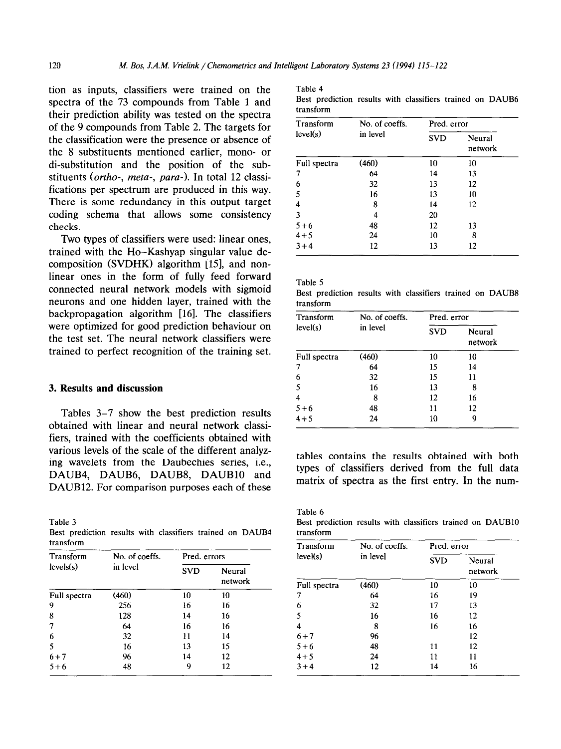tion as inputs, classifiers were trained on the spectra of the 73 compounds from Table 1 and their prediction ability was tested on the spectra of the 9 compounds from Table 2. The targets for the classification were the presence or absence of the 8 substituents mentioned earlier, mono- or di-substitution and the position of the substituents (*ortho-*, *meta-*, *para-*). In total 12 classifications per spectrum are produced in this way. There is some redundancy in this output target coding schema that allows some consistency checks.

Two types of classifiers were used: linear ones, trained with the Ho–Kashyap singular value decomposition (SVDHK) algorithm [15], and nonlinear ones in the form of fully feed forward connected neural network models with sigmoid neurons and one hidden layer, trained with the backpropagation algorithm [16]. The classifiers were optimized for good prediction behaviour on the test set. The neural network classifiers were trained to perfect recognition of the training set.

## 3. Results and discussion

Tables 3–7 show the best prediction results obtained with linear and neural network classifiers, trained with the coefficients obtained with various levels of the scale of the different analyzing wavelets from the Daubechies series, i.e., DAUB4, DAUB6, DAUB8, DAUB10 and DAUB12. For comparison purposes each of these tables contains the results obtained with both types of classifiers derived from the full data matrix of spectra as the first entry. In the num-

Table 3
Best prediction results with classifiers trained on DAUB4 transform

| Transform levels(s) | No. of coeffs. in level | Pred. errors | |
|---|---|---|---|
| | | SVD | Neural network |
| Full spectra | (460) | 10 | 10 |
| 9 | 256 | 16 | 16 |
| 8 | 128 | 14 | 16 |
| 7 | 64 | 16 | 16 |
| 6 | 32 | 11 | 14 |
| 5 | 16 | 13 | 15 |
| 6+7 | 96 | 14 | 12 |
| 5+6 | 48 | 9 | 12 |

Table 4
Best prediction results with classifiers trained on DAUB6 transform

| Transform level(s) | No. of coeffs. in level | Pred. error | |
|---|---|---|---|
| | | SVD | Neural network |
| Full spectra | (460) | 10 | 10 |
| 7 | 64 | 14 | 13 |
| 6 | 32 | 13 | 12 |
| 5 | 16 | 13 | 10 |
| 4 | 8 | 14 | 12 |
| 3 | 4 | 20 | |
| 5+6 | 48 | 12 | 13 |
| 4+5 | 24 | 10 | 8 |
| 3+4 | 12 | 13 | 12 |

Table 5
Best prediction results with classifiers trained on DAUB8 transform

| Transform level(s) | No. of coeffs. in level | Pred. error | |
|---|---|---|---|
| | | SVD | Neural network |
| Full spectra | (460) | 10 | 10 |
| 7 | 64 | 15 | 14 |
| 6 | 32 | 15 | 11 |
| 5 | 16 | 13 | 8 |
| 4 | 8 | 12 | 16 |
| 5+6 | 48 | 11 | 12 |
| 4+5 | 24 | 10 | 9 |

Table 6
Best prediction results with classifiers trained on DAUB10 transform

| Transform level(s) | No. of coeffs. in level | Pred. error | |
|---|---|---|---|
| | | SVD | Neural network |
| Full spectra | (460) | 10 | 10 |
| 7 | 64 | 16 | 19 |
| 6 | 32 | 17 | 13 |
| 5 | 16 | 16 | 12 |
| 4 | 8 | 16 | 16 |
| 6+7 | 96 | | 12 |
| 5+6 | 48 | 11 | 12 |
| 4+5 | 24 | 11 | 11 |
| 3+4 | 12 | 14 | 16 |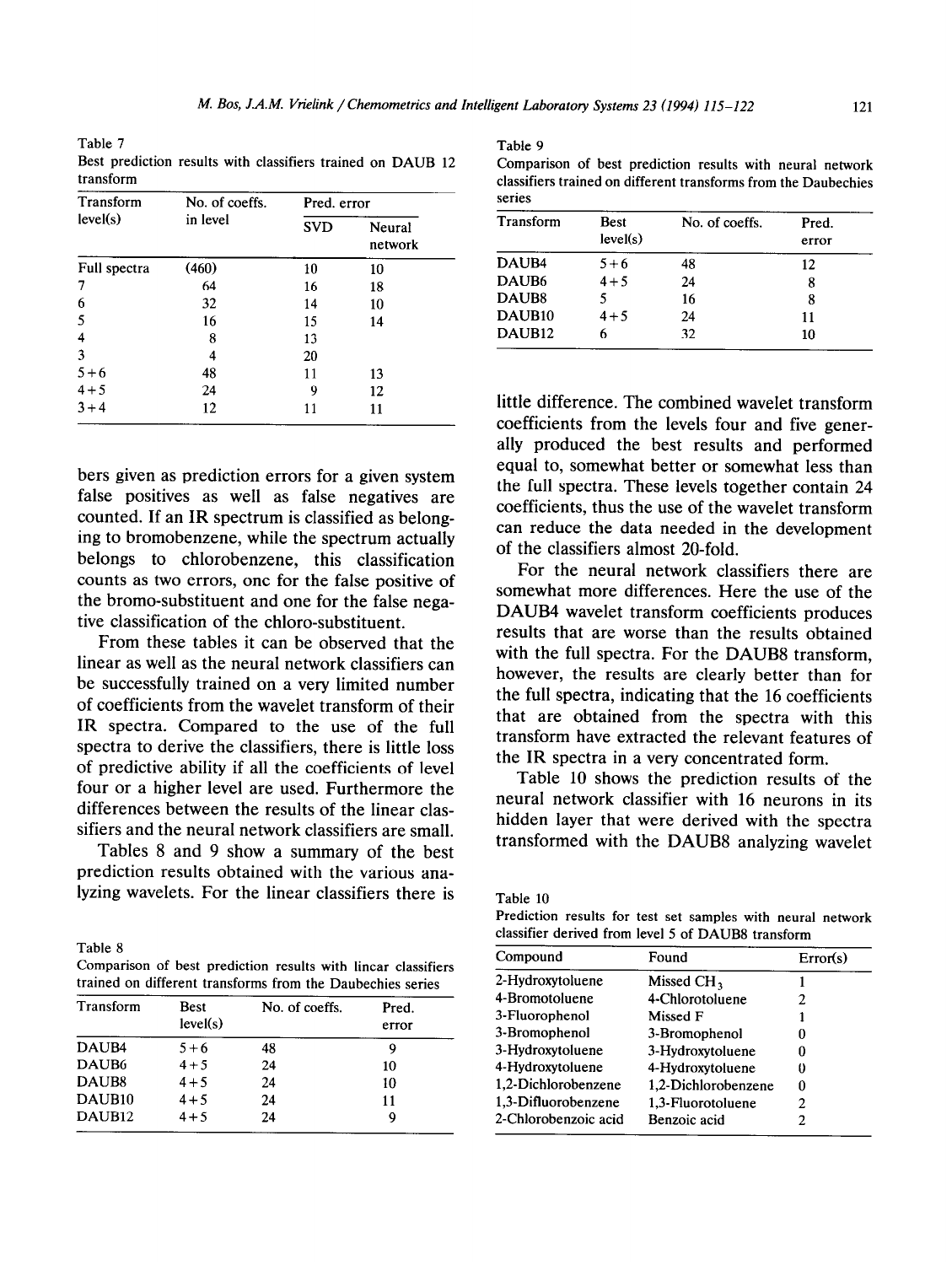Table 7
Best prediction results with classifiers trained on DAUB 12 transform

| Transform level(s) | No. of coeffs. in level | Pred. error | |
|---|---|---|---|
| | | SVD | Neural network |
| Full spectra | (460) | 10 | 10 |
| 7 | 64 | 16 | 18 |
| 6 | 32 | 14 | 10 |
| 5 | 16 | 15 | 14 |
| 4 | 8 | 13 | |
| 3 | 4 | 20 | |
| 5+6 | 48 | 11 | 13 |
| 4+5 | 24 | 9 | 12 |
| 3+4 | 12 | 11 | 11 |

bers given as prediction errors for a given system false positives as well as false negatives are counted. If an IR spectrum is classified as belonging to bromobenzene, while the spectrum actually belongs to chlorobenzene, this classification counts as two errors, onc for the false positive of the bromo-substituent and one for the false negative classification of the chloro-substituent.

From these tables it can be observed that the linear as well as the neural network classifiers can be successfully trained on a very limited number of coefficients from the wavelet transform of their IR spectra. Compared to the use of the full spectra to derive the classifiers, there is little loss of predictive ability if all the coefficients of level four or a higher level are used. Furthermore the differences between the results of the linear classifiers and the neural network classifiers are small.

Tables 8 and 9 show a summary of the best prediction results obtained with the various analyzing wavelets. For the linear classifiers there is little difference. The combined wavelet transform coefficients from the levels four and five generally produced the best results and performed equal to, somewhat better or somewhat less than the full spectra. These levels together contain 24 coefficients, thus the use of the wavelet transform can reduce the data needed in the development of the classifiers almost 20-fold.

For the neural network classifiers there are somewhat more differences. Here the use of the DAUB4 wavelet transform coefficients produces results that are worse than the results obtained with the full spectra. For the DAUB8 transform, however, the results are clearly better than for the full spectra, indicating that the 16 coefficients that are obtained from the spectra with this transform have extracted the relevant features of the IR spectra in a very concentrated form.

Table 10 shows the prediction results of the neural network classifier with 16 neurons in its hidden layer that were derived with the spectra transformed with the DAUB8 analyzing wavelet

Table 8
Comparison of best prediction results with lincar classifiers trained on different transforms from the Daubechies series

| Transform | Best level(s) | No. of coeffs. | Pred. error |
|---|---|---|---|
| DAUB4 | 5+6 | 48 | 9 |
| DAUB6 | 4+5 | 24 | 10 |
| DAUB8 | 4+5 | 24 | 10 |
| DAUB10 | 4+5 | 24 | 11 |
| DAUB12 | 4+5 | 24 | 9 |

Table 9
Comparison of best prediction results with neural network classifiers trained on different transforms from the Daubechies series

| Transform | Best level(s) | No. of coeffs. | Pred. error |
|---|---|---|---|
| DAUB4 | 5+6 | 48 | 12 |
| DAUB6 | 4+5 | 24 | 8 |
| DAUB8 | 5 | 16 | 8 |
| DAUB10 | 4+5 | 24 | 11 |
| DAUB12 | 6 | 32 | 10 |

Table 10
Prediction results for test set samples with neural network classifier derived from level 5 of DAUB8 transform

| Compound | Found | Error(s) |
|---|---|---|
| 2-Hydroxytoluene | Missed $CH_3$ | 1 |
| 4-Bromotoluene | 4-Chlorotoluene | 2 |
| 3-Fluorophenol | Missed F | 1 |
| 3-Bromophenol | 3-Bromophenol | 0 |
| 3-Hydroxytoluene | 3-Hydroxytoluene | 0 |
| 4-Hydroxytoluene | 4-Hydroxytoluene | 0 |
| 1,2-Dichlorobenzene | 1,2-Dichlorobenzene | 0 |
| 1,3-Difluorobenzene | 1,3-Fluorotoluene | 2 |
| 2-Chlorobenzoic acid | Benzoic acid | 2 |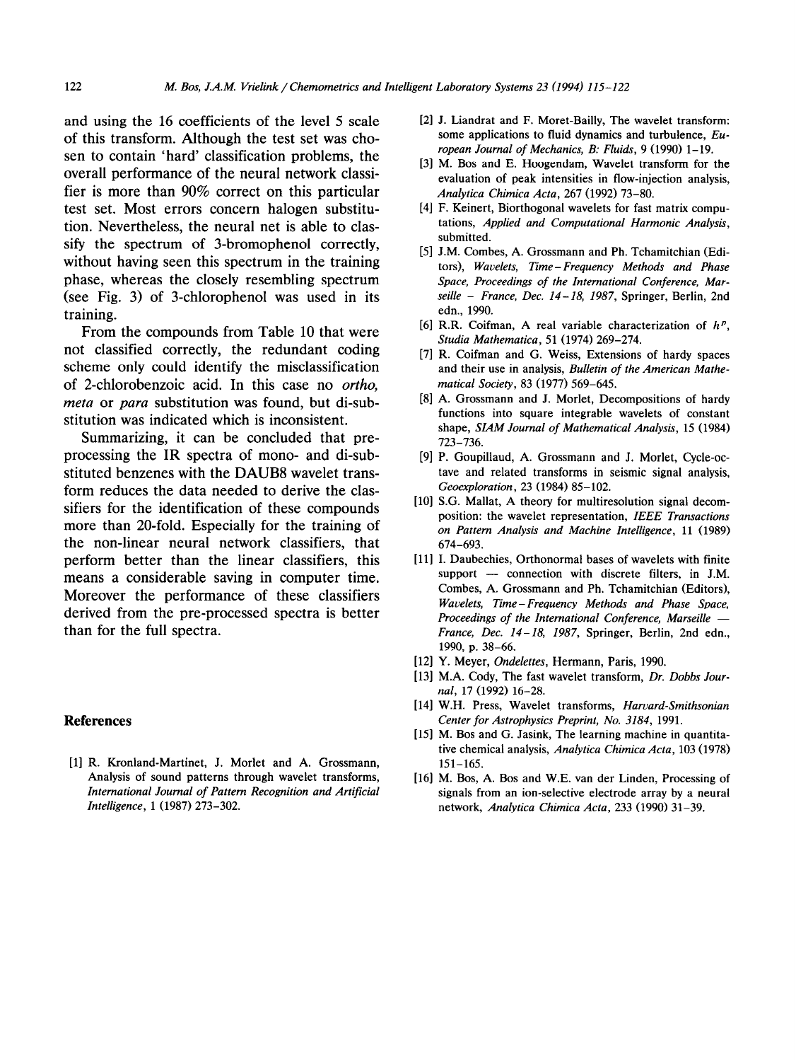and using the 16 coefficients of the level 5 scale of this transform. Although the test set was chosen to contain 'hard' classification problems, the overall performance of the neural network classifier is more than 90% correct on this particular test set. Most errors concern halogen substitution. Nevertheless, the neural net is able to classify the spectrum of 3-bromophenol correctly, without having seen this spectrum in the training phase, whereas the closely resembling spectrum (see Fig. 3) of 3-chlorophenol was used in its training.

From the compounds from Table 10 that were not classified correctly, the redundant coding scheme only could identify the misclassification of 2-chlorobenzoic acid. In this case no *ortho, meta* or *para* substitution was found, but di-substitution was indicated which is inconsistent.

Summarizing, it can be concluded that preprocessing the IR spectra of mono- and di-substituted benzenes with the DAUB8 wavelet transform reduces the data needed to derive the classifiers for the identification of these compounds more than 20-fold. Especially for the training of the non-linear neural network classifiers, that perform better than the linear classifiers, this means a considerable saving in computer time. Moreover the performance of these classifiers derived from the pre-processed spectra is better than for the full spectra.

## References

[1] R. Kronland-Martinet, J. Morlet and A. Grossmann, Analysis of sound patterns through wavelet transforms, *International Journal of Pattern Recognition and Artificial Intelligence*, 1 (1987) 273–302.

[2] J. Liandrat and F. Moret-Bailly, The wavelet transform: some applications to fluid dynamics and turbulence, *European Journal of Mechanics, B: Fluids*, 9 (1990) 1–19.

[3] M. Bos and E. Hoogendam, Wavelet transform for the evaluation of peak intensities in flow-injection analysis, *Analytica Chimica Acta*, 267 (1992) 73–80.

[4] F. Keinert, Biorthogonal wavelets for fast matrix computations, *Applied and Computational Harmonic Analysis*, submitted.

[5] J.M. Combes, A. Grossmann and Ph. Tchamitchian (Editors), *Wavelets, Time–Frequency Methods and Phase Space, Proceedings of the International Conference, Marseille – France, Dec. 14–18, 1987*, Springer, Berlin, 2nd edn., 1990.

[6] R.R. Coifman, A real variable characterization of $h^p$, *Studia Mathematica*, 51 (1974) 269–274.

[7] R. Coifman and G. Weiss, Extensions of hardy spaces and their use in analysis, *Bulletin of the American Mathematical Society*, 83 (1977) 569–645.

[8] A. Grossmann and J. Morlet, Decompositions of hardy functions into square integrable wavelets of constant shape, *SIAM Journal of Mathematical Analysis*, 15 (1984) 723–736.

[9] P. Goupillaud, A. Grossmann and J. Morlet, Cycle-octave and related transforms in seismic signal analysis, *Geoexploration*, 23 (1984) 85–102.

[10] S.G. Mallat, A theory for multiresolution signal decomposition: the wavelet representation, *IEEE Transactions on Pattern Analysis and Machine Intelligence*, 11 (1989) 674–693.

[11] I. Daubechies, Orthonormal bases of wavelets with finite support — connection with discrete filters, in J.M. Combes, A. Grossmann and Ph. Tchamitchian (Editors), *Wavelets, Time–Frequency Methods and Phase Space, Proceedings of the International Conference, Marseille — France, Dec. 14–18, 1987*, Springer, Berlin, 2nd edn., 1990, p. 38–66.

[12] Y. Meyer, *Ondelettes*, Hermann, Paris, 1990.

[13] M.A. Cody, The fast wavelet transform, *Dr. Dobbs Journal*, 17 (1992) 16–28.

[14] W.H. Press, Wavelet transforms, *Harvard-Smithsonian Center for Astrophysics Preprint, No. 3184*, 1991.

[15] M. Bos and G. Jasink, The learning machine in quantitative chemical analysis, *Analytica Chimica Acta*, 103 (1978) 151–165.

[16] M. Bos, A. Bos and W.E. van der Linden, Processing of signals from an ion-selective electrode array by a neural network, *Analytica Chimica Acta*, 233 (1990) 31–39.